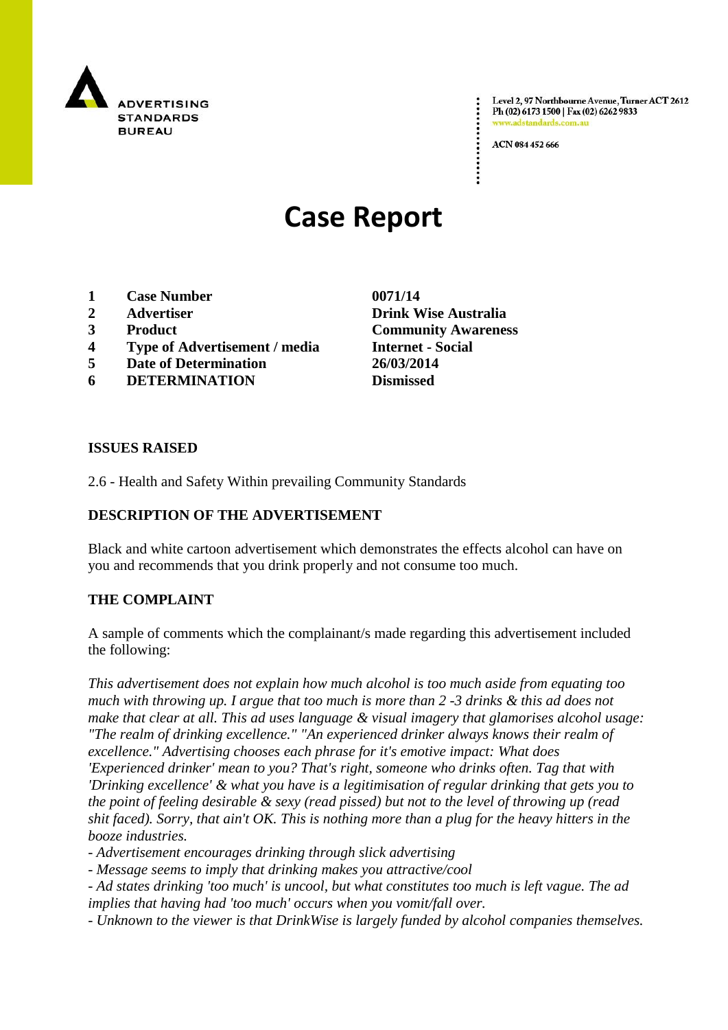ADVERTISING STANDARDS BUREAU

Level 2, 97 Northbourne Avenue, Turner ACT 2612
Ph (02) 6173 1500 | Fax (02) 6262 9833
www.adstandards.com.au

ACN 084 452 666

# Case Report

| | | |
|---|---|---|
| 1 | **Case Number** | **0071/14** |
| 2 | **Advertiser** | **Drink Wise Australia** |
| 3 | **Product** | **Community Awareness** |
| 4 | **Type of Advertisement / media** | **Internet - Social** |
| 5 | **Date of Determination** | **26/03/2014** |
| 6 | **DETERMINATION** | **Dismissed** |

**ISSUES RAISED**

2.6 - Health and Safety Within prevailing Community Standards

**DESCRIPTION OF THE ADVERTISEMENT**

Black and white cartoon advertisement which demonstrates the effects alcohol can have on you and recommends that you drink properly and not consume too much.

**THE COMPLAINT**

A sample of comments which the complainant/s made regarding this advertisement included the following:

*This advertisement does not explain how much alcohol is too much aside from equating too much with throwing up. I argue that too much is more than 2 -3 drinks & this ad does not make that clear at all. This ad uses language & visual imagery that glamorises alcohol usage: "The realm of drinking excellence." "An experienced drinker always knows their realm of excellence." Advertising chooses each phrase for it's emotive impact: What does 'Experienced drinker' mean to you? That's right, someone who drinks often. Tag that with 'Drinking excellence' & what you have is a legitimisation of regular drinking that gets you to the point of feeling desirable & sexy (read pissed) but not to the level of throwing up (read shit faced). Sorry, that ain't OK. This is nothing more than a plug for the heavy hitters in the booze industries.*

*- Advertisement encourages drinking through slick advertising*

*- Message seems to imply that drinking makes you attractive/cool*

*- Ad states drinking 'too much' is uncool, but what constitutes too much is left vague. The ad implies that having had 'too much' occurs when you vomit/fall over.*

*- Unknown to the viewer is that DrinkWise is largely funded by alcohol companies themselves.*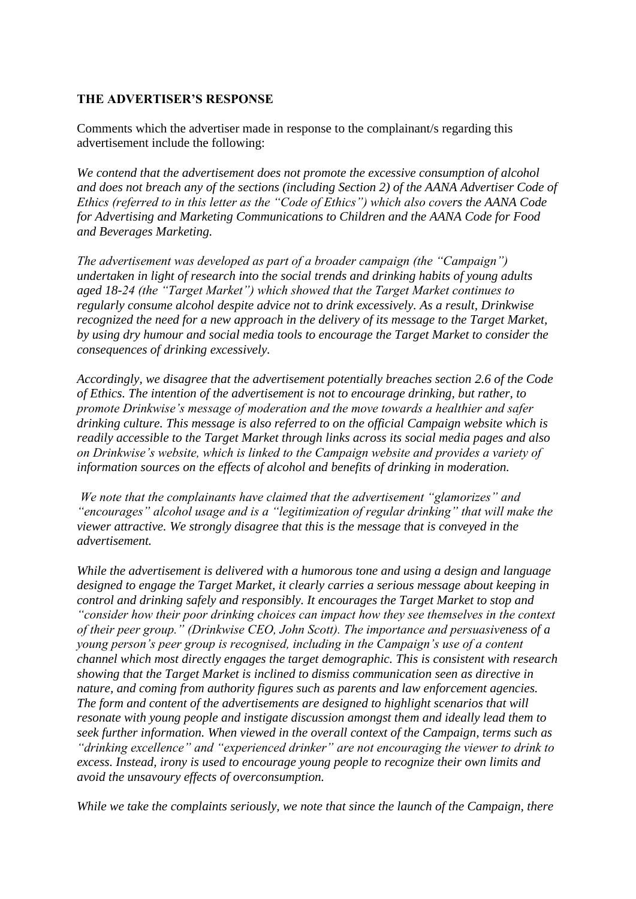**THE ADVERTISER'S RESPONSE**

Comments which the advertiser made in response to the complainant/s regarding this advertisement include the following:

*We contend that the advertisement does not promote the excessive consumption of alcohol and does not breach any of the sections (including Section 2) of the AANA Advertiser Code of Ethics (referred to in this letter as the "Code of Ethics") which also covers the AANA Code for Advertising and Marketing Communications to Children and the AANA Code for Food and Beverages Marketing.*

*The advertisement was developed as part of a broader campaign (the "Campaign") undertaken in light of research into the social trends and drinking habits of young adults aged 18-24 (the "Target Market") which showed that the Target Market continues to regularly consume alcohol despite advice not to drink excessively. As a result, Drinkwise recognized the need for a new approach in the delivery of its message to the Target Market, by using dry humour and social media tools to encourage the Target Market to consider the consequences of drinking excessively.*

*Accordingly, we disagree that the advertisement potentially breaches section 2.6 of the Code of Ethics. The intention of the advertisement is not to encourage drinking, but rather, to promote Drinkwise's message of moderation and the move towards a healthier and safer drinking culture. This message is also referred to on the official Campaign website which is readily accessible to the Target Market through links across its social media pages and also on Drinkwise's website, which is linked to the Campaign website and provides a variety of information sources on the effects of alcohol and benefits of drinking in moderation.*

*We note that the complainants have claimed that the advertisement "glamorizes" and "encourages" alcohol usage and is a "legitimization of regular drinking" that will make the viewer attractive. We strongly disagree that this is the message that is conveyed in the advertisement.*

*While the advertisement is delivered with a humorous tone and using a design and language designed to engage the Target Market, it clearly carries a serious message about keeping in control and drinking safely and responsibly. It encourages the Target Market to stop and "consider how their poor drinking choices can impact how they see themselves in the context of their peer group." (Drinkwise CEO, John Scott). The importance and persuasiveness of a young person's peer group is recognised, including in the Campaign's use of a content channel which most directly engages the target demographic. This is consistent with research showing that the Target Market is inclined to dismiss communication seen as directive in nature, and coming from authority figures such as parents and law enforcement agencies. The form and content of the advertisements are designed to highlight scenarios that will resonate with young people and instigate discussion amongst them and ideally lead them to seek further information. When viewed in the overall context of the Campaign, terms such as "drinking excellence" and "experienced drinker" are not encouraging the viewer to drink to excess. Instead, irony is used to encourage young people to recognize their own limits and avoid the unsavoury effects of overconsumption.*

*While we take the complaints seriously, we note that since the launch of the Campaign, there*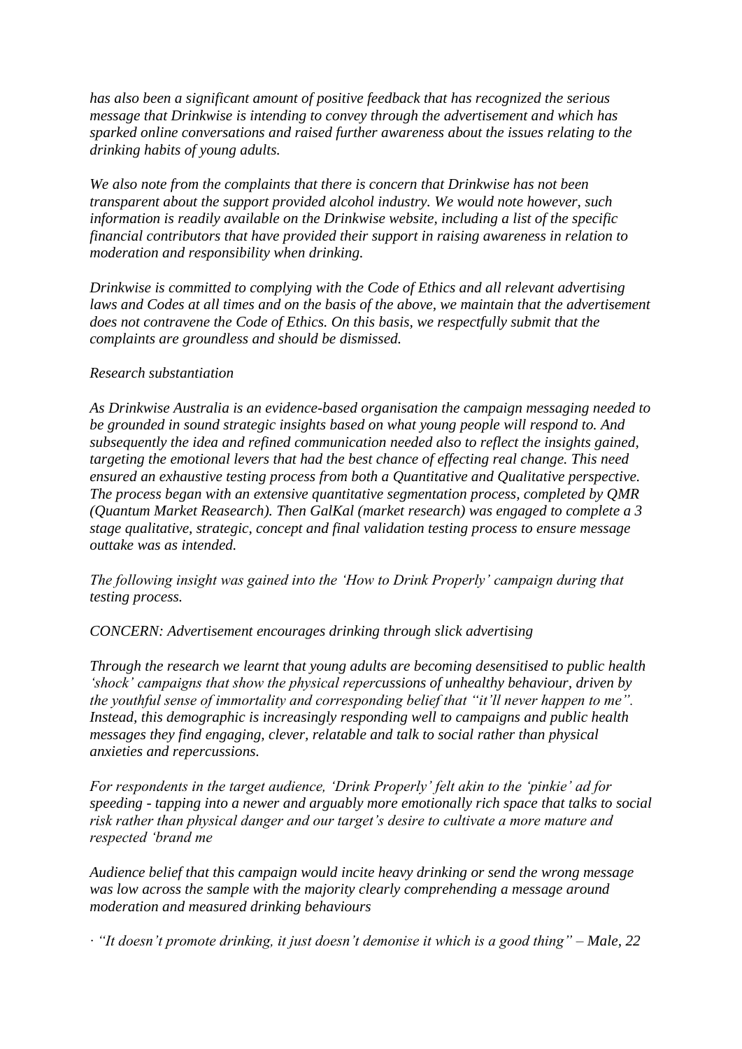*has also been a significant amount of positive feedback that has recognized the serious message that Drinkwise is intending to convey through the advertisement and which has sparked online conversations and raised further awareness about the issues relating to the drinking habits of young adults.*

*We also note from the complaints that there is concern that Drinkwise has not been transparent about the support provided alcohol industry. We would note however, such information is readily available on the Drinkwise website, including a list of the specific financial contributors that have provided their support in raising awareness in relation to moderation and responsibility when drinking.*

*Drinkwise is committed to complying with the Code of Ethics and all relevant advertising laws and Codes at all times and on the basis of the above, we maintain that the advertisement does not contravene the Code of Ethics. On this basis, we respectfully submit that the complaints are groundless and should be dismissed.*

*Research substantiation*

*As Drinkwise Australia is an evidence-based organisation the campaign messaging needed to be grounded in sound strategic insights based on what young people will respond to. And subsequently the idea and refined communication needed also to reflect the insights gained, targeting the emotional levers that had the best chance of effecting real change. This need ensured an exhaustive testing process from both a Quantitative and Qualitative perspective. The process began with an extensive quantitative segmentation process, completed by QMR (Quantum Market Reasearch). Then GalKal (market research) was engaged to complete a 3 stage qualitative, strategic, concept and final validation testing process to ensure message outtake was as intended.*

*The following insight was gained into the 'How to Drink Properly' campaign during that testing process.*

*CONCERN: Advertisement encourages drinking through slick advertising*

*Through the research we learnt that young adults are becoming desensitised to public health 'shock' campaigns that show the physical repercussions of unhealthy behaviour, driven by the youthful sense of immortality and corresponding belief that "it'll never happen to me". Instead, this demographic is increasingly responding well to campaigns and public health messages they find engaging, clever, relatable and talk to social rather than physical anxieties and repercussions.*

*For respondents in the target audience, 'Drink Properly' felt akin to the 'pinkie' ad for speeding - tapping into a newer and arguably more emotionally rich space that talks to social risk rather than physical danger and our target's desire to cultivate a more mature and respected 'brand me*

*Audience belief that this campaign would incite heavy drinking or send the wrong message was low across the sample with the majority clearly comprehending a message around moderation and measured drinking behaviours*

· *"It doesn't promote drinking, it just doesn't demonise it which is a good thing" – Male, 22*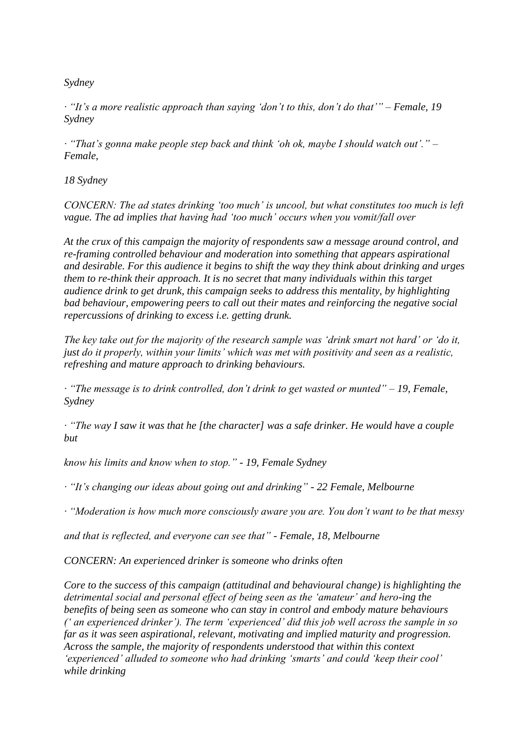*Sydney*

*· "It's a more realistic approach than saying 'don't to this, don't do that'" – Female, 19 Sydney*

*· "That's gonna make people step back and think 'oh ok, maybe I should watch out'." – Female,*

*18 Sydney*

*CONCERN: The ad states drinking 'too much' is uncool, but what constitutes too much is left vague. The ad implies that having had 'too much' occurs when you vomit/fall over*

*At the crux of this campaign the majority of respondents saw a message around control, and re-framing controlled behaviour and moderation into something that appears aspirational and desirable. For this audience it begins to shift the way they think about drinking and urges them to re-think their approach. It is no secret that many individuals within this target audience drink to get drunk, this campaign seeks to address this mentality, by highlighting bad behaviour, empowering peers to call out their mates and reinforcing the negative social repercussions of drinking to excess i.e. getting drunk.*

*The key take out for the majority of the research sample was 'drink smart not hard' or 'do it, just do it properly, within your limits' which was met with positivity and seen as a realistic, refreshing and mature approach to drinking behaviours.*

*· "The message is to drink controlled, don't drink to get wasted or munted" – 19, Female, Sydney*

*· "The way I saw it was that he [the character] was a safe drinker. He would have a couple but*

*know his limits and know when to stop." - 19, Female Sydney*

*· "It's changing our ideas about going out and drinking" - 22 Female, Melbourne*

*· "Moderation is how much more consciously aware you are. You don't want to be that messy*

*and that is reflected, and everyone can see that" - Female, 18, Melbourne*

*CONCERN: An experienced drinker is someone who drinks often*

*Core to the success of this campaign (attitudinal and behavioural change) is highlighting the detrimental social and personal effect of being seen as the 'amateur' and hero-ing the benefits of being seen as someone who can stay in control and embody mature behaviours (' an experienced drinker'). The term 'experienced' did this job well across the sample in so far as it was seen aspirational, relevant, motivating and implied maturity and progression. Across the sample, the majority of respondents understood that within this context 'experienced' alluded to someone who had drinking 'smarts' and could 'keep their cool' while drinking*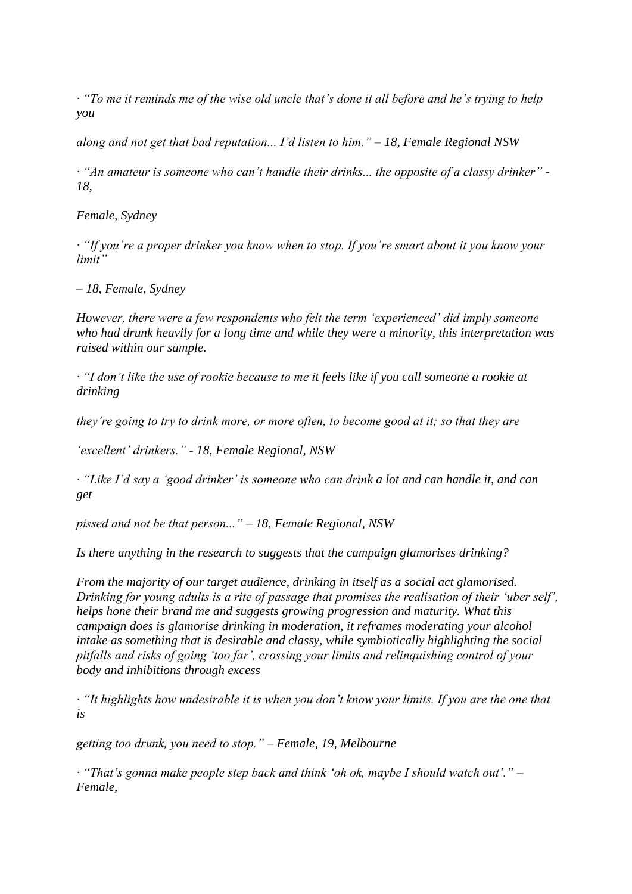· *"To me it reminds me of the wise old uncle that's done it all before and he's trying to help you*

*along and not get that bad reputation... I'd listen to him." – 18, Female Regional NSW*

· *"An amateur is someone who can't handle their drinks... the opposite of a classy drinker" - 18,*

*Female, Sydney*

· *"If you're a proper drinker you know when to stop. If you're smart about it you know your limit"*

*– 18, Female, Sydney*

*However, there were a few respondents who felt the term 'experienced' did imply someone who had drunk heavily for a long time and while they were a minority, this interpretation was raised within our sample.*

· *"I don't like the use of rookie because to me it feels like if you call someone a rookie at drinking*

*they're going to try to drink more, or more often, to become good at it; so that they are*

*'excellent' drinkers." - 18, Female Regional, NSW*

· *"Like I'd say a 'good drinker' is someone who can drink a lot and can handle it, and can get*

*pissed and not be that person..." – 18, Female Regional, NSW*

*Is there anything in the research to suggests that the campaign glamorises drinking?*

*From the majority of our target audience, drinking in itself as a social act glamorised. Drinking for young adults is a rite of passage that promises the realisation of their 'uber self', helps hone their brand me and suggests growing progression and maturity. What this campaign does is glamorise drinking in moderation, it reframes moderating your alcohol intake as something that is desirable and classy, while symbiotically highlighting the social pitfalls and risks of going 'too far', crossing your limits and relinquishing control of your body and inhibitions through excess*

· *"It highlights how undesirable it is when you don't know your limits. If you are the one that is*

*getting too drunk, you need to stop." – Female, 19, Melbourne*

· *"That's gonna make people step back and think 'oh ok, maybe I should watch out'." – Female,*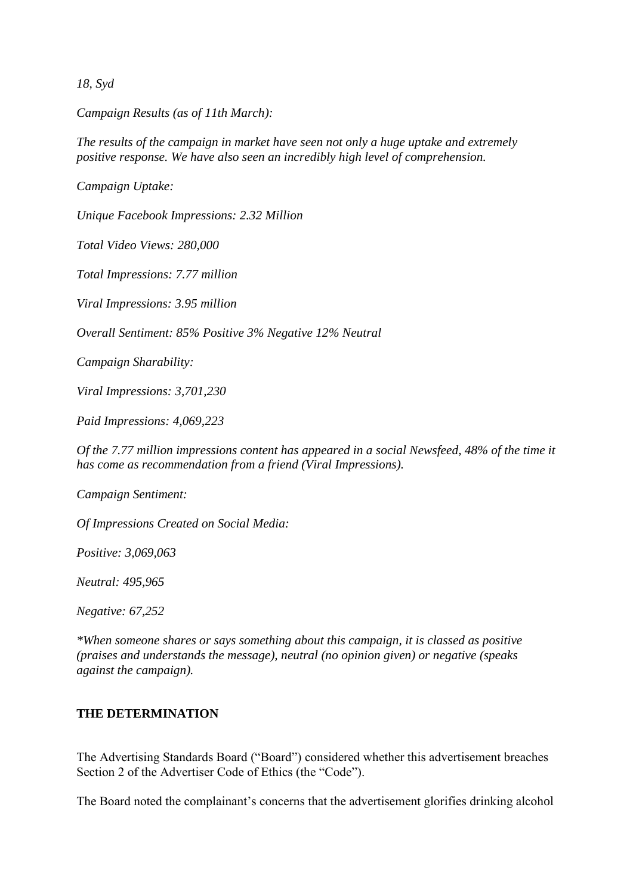*18, Syd*

*Campaign Results (as of 11th March):*

*The results of the campaign in market have seen not only a huge uptake and extremely positive response. We have also seen an incredibly high level of comprehension.*

*Campaign Uptake:*

*Unique Facebook Impressions: 2.32 Million*

*Total Video Views: 280,000*

*Total Impressions: 7.77 million*

*Viral Impressions: 3.95 million*

*Overall Sentiment: 85% Positive 3% Negative 12% Neutral*

*Campaign Sharability:*

*Viral Impressions: 3,701,230*

*Paid Impressions: 4,069,223*

*Of the 7.77 million impressions content has appeared in a social Newsfeed, 48% of the time it has come as recommendation from a friend (Viral Impressions).*

*Campaign Sentiment:*

*Of Impressions Created on Social Media:*

*Positive: 3,069,063*

*Neutral: 495,965*

*Negative: 67,252*

**When someone shares or says something about this campaign, it is classed as positive (praises and understands the message), neutral (no opinion given) or negative (speaks against the campaign).*

**THE DETERMINATION**

The Advertising Standards Board ("Board") considered whether this advertisement breaches Section 2 of the Advertiser Code of Ethics (the "Code").

The Board noted the complainant's concerns that the advertisement glorifies drinking alcohol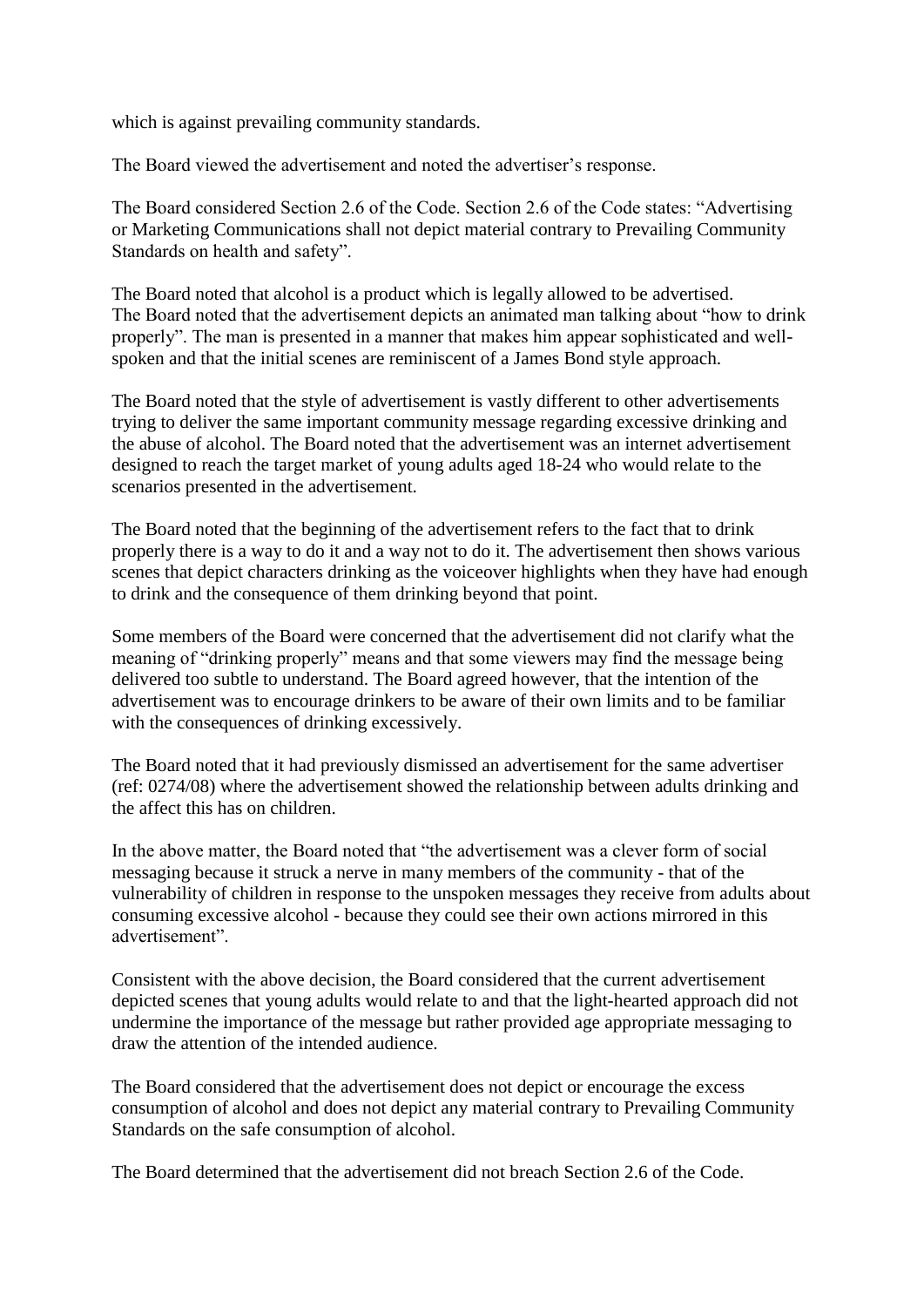which is against prevailing community standards.

The Board viewed the advertisement and noted the advertiser's response.

The Board considered Section 2.6 of the Code. Section 2.6 of the Code states: "Advertising or Marketing Communications shall not depict material contrary to Prevailing Community Standards on health and safety".

The Board noted that alcohol is a product which is legally allowed to be advertised. The Board noted that the advertisement depicts an animated man talking about "how to drink properly". The man is presented in a manner that makes him appear sophisticated and well-spoken and that the initial scenes are reminiscent of a James Bond style approach.

The Board noted that the style of advertisement is vastly different to other advertisements trying to deliver the same important community message regarding excessive drinking and the abuse of alcohol. The Board noted that the advertisement was an internet advertisement designed to reach the target market of young adults aged 18-24 who would relate to the scenarios presented in the advertisement.

The Board noted that the beginning of the advertisement refers to the fact that to drink properly there is a way to do it and a way not to do it. The advertisement then shows various scenes that depict characters drinking as the voiceover highlights when they have had enough to drink and the consequence of them drinking beyond that point.

Some members of the Board were concerned that the advertisement did not clarify what the meaning of "drinking properly" means and that some viewers may find the message being delivered too subtle to understand. The Board agreed however, that the intention of the advertisement was to encourage drinkers to be aware of their own limits and to be familiar with the consequences of drinking excessively.

The Board noted that it had previously dismissed an advertisement for the same advertiser (ref: 0274/08) where the advertisement showed the relationship between adults drinking and the affect this has on children.

In the above matter, the Board noted that "the advertisement was a clever form of social messaging because it struck a nerve in many members of the community - that of the vulnerability of children in response to the unspoken messages they receive from adults about consuming excessive alcohol - because they could see their own actions mirrored in this advertisement".

Consistent with the above decision, the Board considered that the current advertisement depicted scenes that young adults would relate to and that the light-hearted approach did not undermine the importance of the message but rather provided age appropriate messaging to draw the attention of the intended audience.

The Board considered that the advertisement does not depict or encourage the excess consumption of alcohol and does not depict any material contrary to Prevailing Community Standards on the safe consumption of alcohol.

The Board determined that the advertisement did not breach Section 2.6 of the Code.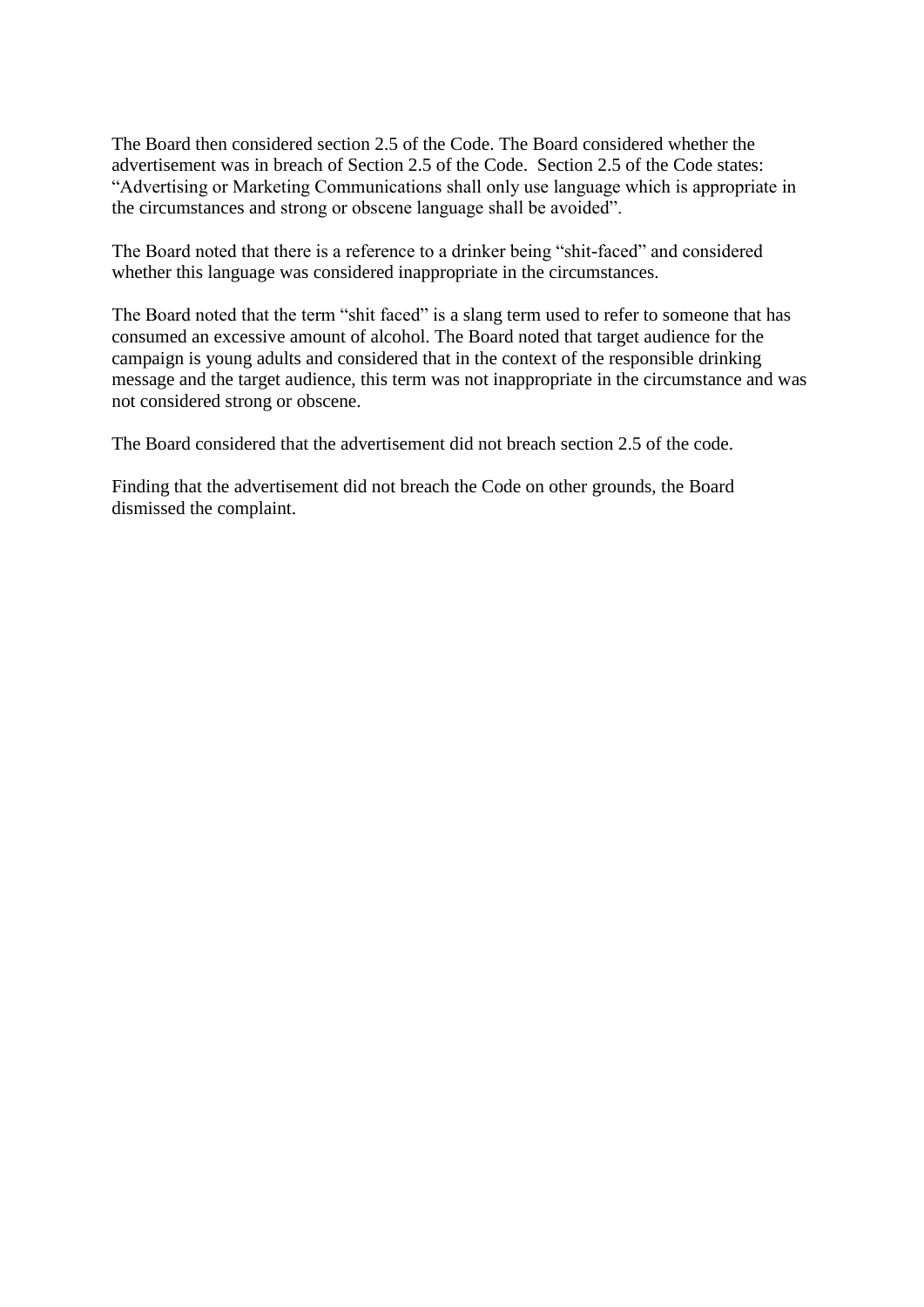The Board then considered section 2.5 of the Code. The Board considered whether the advertisement was in breach of Section 2.5 of the Code. Section 2.5 of the Code states: "Advertising or Marketing Communications shall only use language which is appropriate in the circumstances and strong or obscene language shall be avoided".

The Board noted that there is a reference to a drinker being "shit-faced" and considered whether this language was considered inappropriate in the circumstances.

The Board noted that the term "shit faced" is a slang term used to refer to someone that has consumed an excessive amount of alcohol. The Board noted that target audience for the campaign is young adults and considered that in the context of the responsible drinking message and the target audience, this term was not inappropriate in the circumstance and was not considered strong or obscene.

The Board considered that the advertisement did not breach section 2.5 of the code.

Finding that the advertisement did not breach the Code on other grounds, the Board dismissed the complaint.